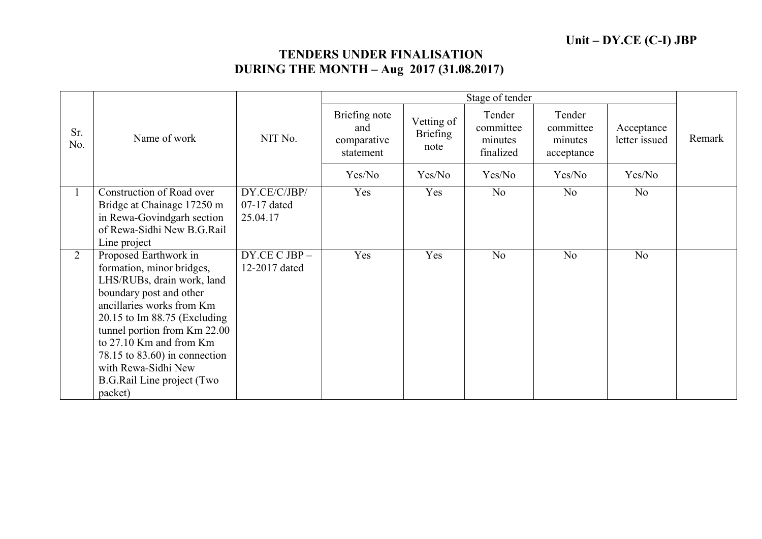**Unit – DY.CE (C-I) JBP**

# TENDERS UNDER FINALISATION DURING THE MONTH – Aug 2017 (31.08.2017)

| Sr. No. | Name of work | NIT No. | Stage of tender | | | | | Remark |
|---|---|---|---|---|---|---|---|---|
| | | | Briefing note and comparative statement | Vetting of Briefing note | Tender committee minutes finalized | Tender committee minutes acceptance | Acceptance letter issued | |
| | | | Yes/No | Yes/No | Yes/No | Yes/No | Yes/No | |
| 1 | Construction of Road over Bridge at Chainage 17250 m in Rewa-Govindgarh section of Rewa-Sidhi New B.G.Rail Line project | DY.CE/C/JBP/ 07-17 dated 25.04.17 | Yes | Yes | No | No | No | |
| 2 | Proposed Earthwork in formation, minor bridges, LHS/RUBs, drain work, land boundary post and other ancillaries works from Km 20.15 to Im 88.75 (Excluding tunnel portion from Km 22.00 to 27.10 Km and from Km 78.15 to 83.60) in connection with Rewa-Sidhi New B.G.Rail Line project (Two packet) | DY.CE C JBP – 12-2017 dated | Yes | Yes | No | No | No | |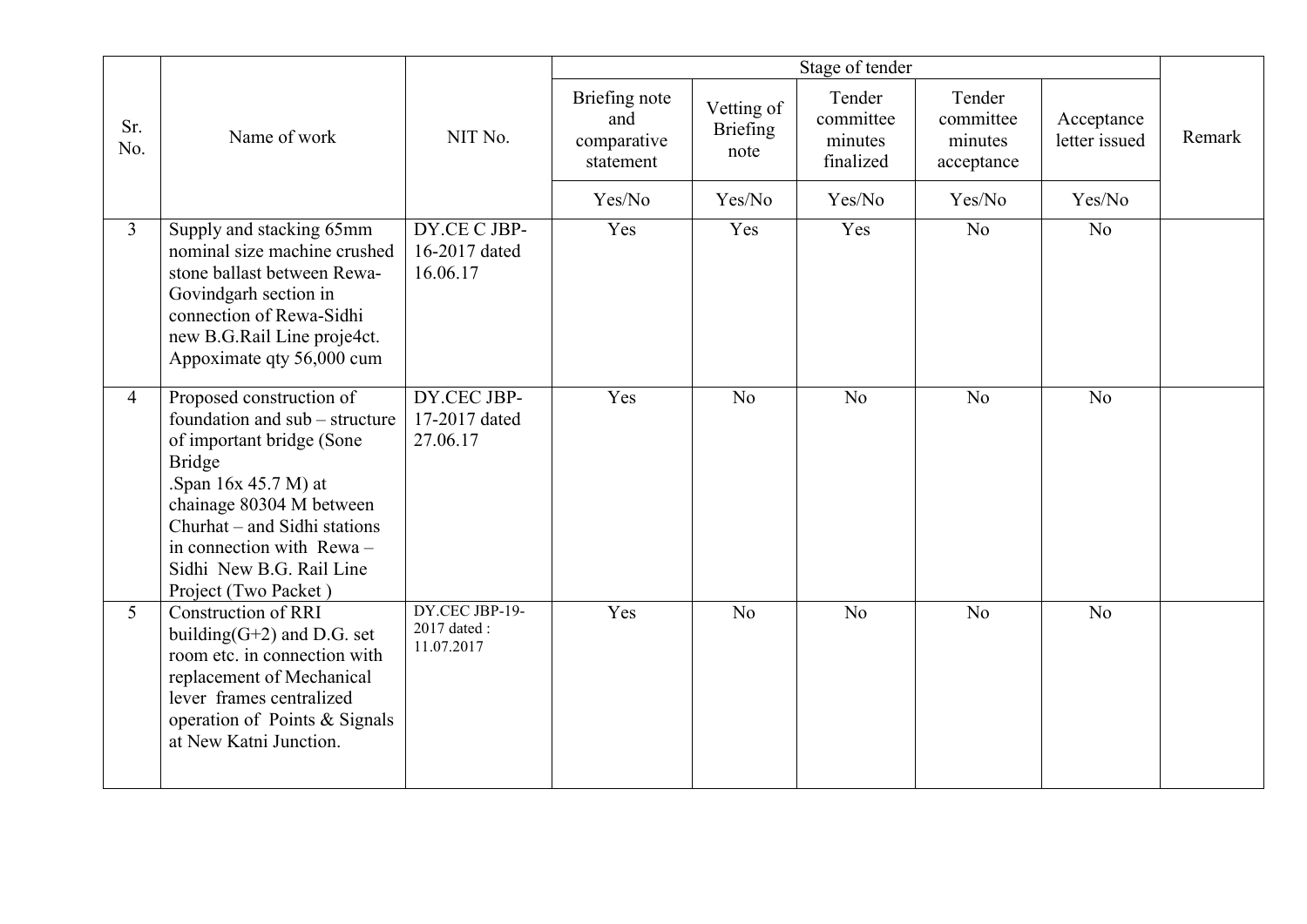| Sr. No. | Name of work | NIT No. | Stage of tender | | | | | Remark |
|---|---|---|---|---|---|---|---|---|
| | | | Briefing note and comparative statement | Vetting of Briefing note | Tender committee minutes finalized | Tender committee minutes acceptance | Acceptance letter issued | |
| | | | Yes/No | Yes/No | Yes/No | Yes/No | Yes/No | |
| 3 | Supply and stacking 65mm nominal size machine crushed stone ballast between Rewa-Govindgarh section in connection of Rewa-Sidhi new B.G.Rail Line proje4ct. Appoximate qty 56,000 cum | DY.CE C JBP-16-2017 dated 16.06.17 | Yes | Yes | Yes | No | No | |
| 4 | Proposed construction of foundation and sub – structure of important bridge (Sone Bridge .Span 16x 45.7 M) at chainage 80304 M between Churhat – and Sidhi stations in connection with Rewa – Sidhi New B.G. Rail Line Project (Two Packet ) | DY.CEC JBP-17-2017 dated 27.06.17 | Yes | No | No | No | No | |
| 5 | Construction of RRI building(G+2) and D.G. set room etc. in connection with replacement of Mechanical lever frames centralized operation of Points & Signals at New Katni Junction. | DY.CEC JBP-19-2017 dated : 11.07.2017 | Yes | No | No | No | No | |